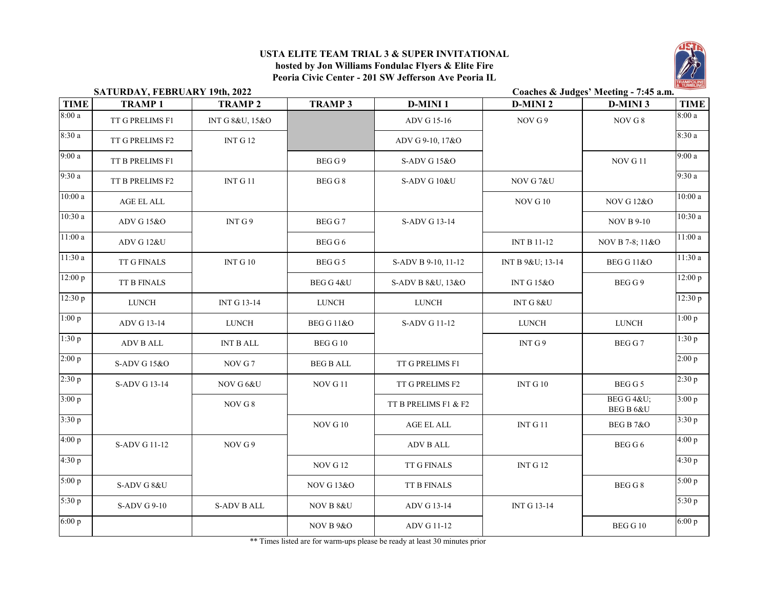# USTA ELITE TEAM TRIAL 3 & SUPER INVITATIONAL

**hosted by Jon Williams Fondulac Flyers & Elite Fire**

**Peoria Civic Center - 201 SW Jefferson Ave Peoria IL**

**SATURDAY, FEBRUARY 19th, 2022** — **Coaches & Judges' Meeting - 7:45 a.m.**

| TIME | TRAMP 1 | TRAMP 2 | TRAMP 3 | D-MINI 1 | D-MINI 2 | D-MINI 3 | TIME |
|---|---|---|---|---|---|---|---|
| 8:00 a | TT G PRELIMS F1 | INT G 8&U, 15&O | | ADV G 15-16 | NOV G 9 | NOV G 8 | 8:00 a |
| 8:30 a | TT G PRELIMS F2 | INT G 12 | | ADV G 9-10, 17&O | | | 8:30 a |
| 9:00 a | TT B PRELIMS F1 | | BEG G 9 | S-ADV G 15&O | | NOV G 11 | 9:00 a |
| 9:30 a | TT B PRELIMS F2 | INT G 11 | BEG G 8 | S-ADV G 10&U | NOV G 7&U | | 9:30 a |
| 10:00 a | AGE EL ALL | | | | NOV G 10 | NOV G 12&O | 10:00 a |
| 10:30 a | ADV G 15&O | INT G 9 | BEG G 7 | S-ADV G 13-14 | | NOV B 9-10 | 10:30 a |
| 11:00 a | ADV G 12&U | | BEG G 6 | | INT B 11-12 | NOV B 7-8; 11&O | 11:00 a |
| 11:30 a | TT G FINALS | INT G 10 | BEG G 5 | S-ADV B 9-10, 11-12 | INT B 9&U; 13-14 | BEG G 11&O | 11:30 a |
| 12:00 p | TT B FINALS | | BEG G 4&U | S-ADV B 8&U, 13&O | INT G 15&O | BEG G 9 | 12:00 p |
| 12:30 p | LUNCH | INT G 13-14 | LUNCH | LUNCH | INT G 8&U | | 12:30 p |
| 1:00 p | ADV G 13-14 | LUNCH | BEG G 11&O | S-ADV G 11-12 | LUNCH | LUNCH | 1:00 p |
| 1:30 p | ADV B ALL | INT B ALL | BEG G 10 | | INT G 9 | BEG G 7 | 1:30 p |
| 2:00 p | S-ADV G 15&O | NOV G 7 | BEG B ALL | TT G PRELIMS F1 | | | 2:00 p |
| 2:30 p | S-ADV G 13-14 | NOV G 6&U | NOV G 11 | TT G PRELIMS F2 | INT G 10 | BEG G 5 | 2:30 p |
| 3:00 p | | NOV G 8 | | TT B PRELIMS F1 & F2 | | BEG G 4&U; BEG B 6&U | 3:00 p |
| 3:30 p | | | NOV G 10 | AGE EL ALL | INT G 11 | BEG B 7&O | 3:30 p |
| 4:00 p | S-ADV G 11-12 | NOV G 9 | | ADV B ALL | | BEG G 6 | 4:00 p |
| 4:30 p | | | NOV G 12 | TT G FINALS | INT G 12 | | 4:30 p |
| 5:00 p | S-ADV G 8&U | | NOV G 13&O | TT B FINALS | | BEG G 8 | 5:00 p |
| 5:30 p | S-ADV G 9-10 | S-ADV B ALL | NOV B 8&U | ADV G 13-14 | INT G 13-14 | | 5:30 p |
| 6:00 p | | | NOV B 9&O | ADV G 11-12 | | BEG G 10 | 6:00 p |

** Times listed are for warm-ups please be ready at least 30 minutes prior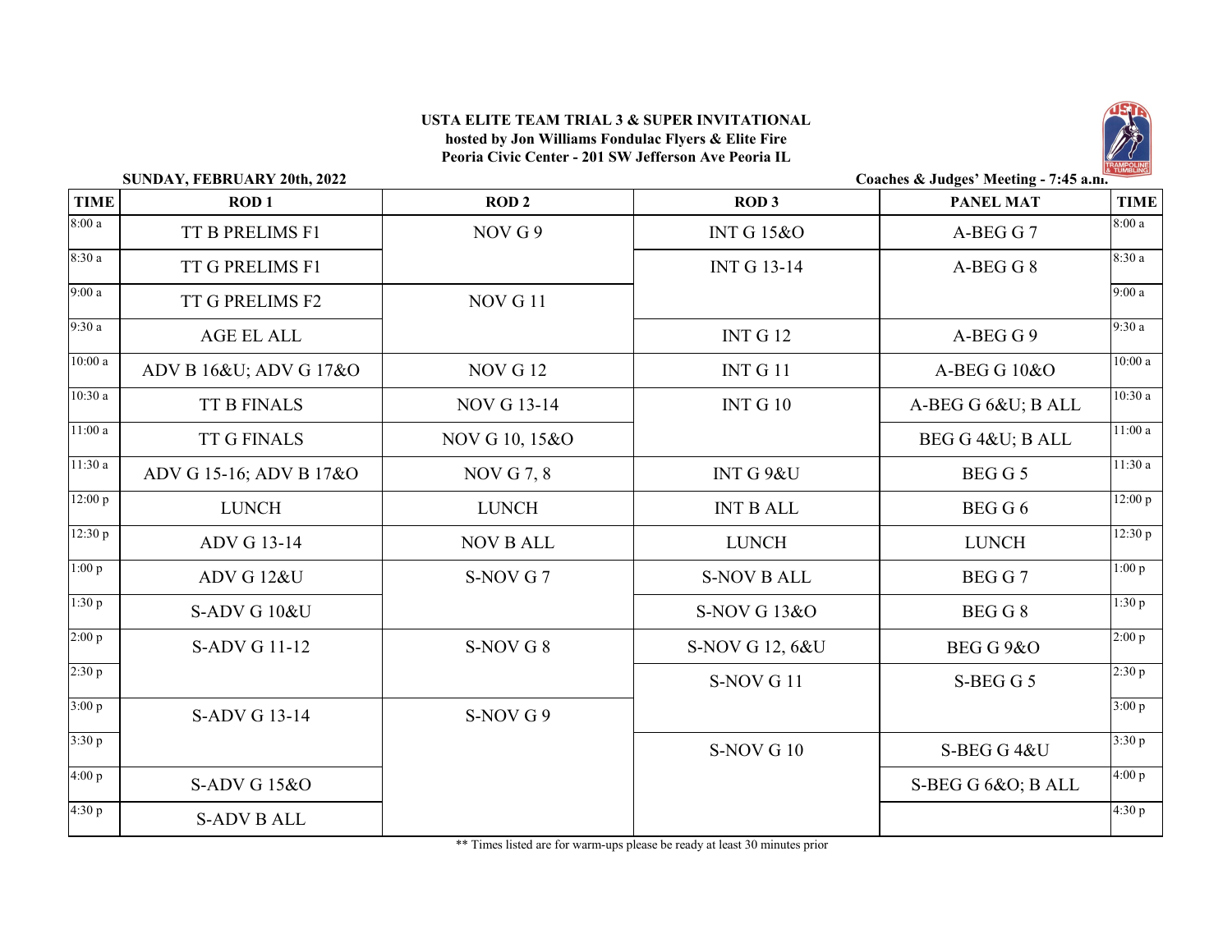**USTA ELITE TEAM TRIAL 3 & SUPER INVITATIONAL**
**hosted by Jon Williams Fondulac Flyers & Elite Fire**
**Peoria Civic Center - 201 SW Jefferson Ave Peoria IL**

**SUNDAY, FEBRUARY 20th, 2022**

**Coaches & Judges' Meeting - 7:45 a.m.**

| TIME | ROD 1 | ROD 2 | ROD 3 | PANEL MAT | TIME |
|---|---|---|---|---|---|
| 8:00 a | TT B PRELIMS F1 | NOV G 9 | INT G 15&O | A-BEG G 7 | 8:00 a |
| 8:30 a | TT G PRELIMS F1 | | INT G 13-14 | A-BEG G 8 | 8:30 a |
| 9:00 a | TT G PRELIMS F2 | NOV G 11 | | | 9:00 a |
| 9:30 a | AGE EL ALL | | INT G 12 | A-BEG G 9 | 9:30 a |
| 10:00 a | ADV B 16&U; ADV G 17&O | NOV G 12 | INT G 11 | A-BEG G 10&O | 10:00 a |
| 10:30 a | TT B FINALS | NOV G 13-14 | INT G 10 | A-BEG G 6&U; B ALL | 10:30 a |
| 11:00 a | TT G FINALS | NOV G 10, 15&O | | BEG G 4&U; B ALL | 11:00 a |
| 11:30 a | ADV G 15-16; ADV B 17&O | NOV G 7, 8 | INT G 9&U | BEG G 5 | 11:30 a |
| 12:00 p | LUNCH | LUNCH | INT B ALL | BEG G 6 | 12:00 p |
| 12:30 p | ADV G 13-14 | NOV B ALL | LUNCH | LUNCH | 12:30 p |
| 1:00 p | ADV G 12&U | S-NOV G 7 | S-NOV B ALL | BEG G 7 | 1:00 p |
| 1:30 p | S-ADV G 10&U | | S-NOV G 13&O | BEG G 8 | 1:30 p |
| 2:00 p | S-ADV G 11-12 | S-NOV G 8 | S-NOV G 12, 6&U | BEG G 9&O | 2:00 p |
| 2:30 p | | | S-NOV G 11 | S-BEG G 5 | 2:30 p |
| 3:00 p | S-ADV G 13-14 | S-NOV G 9 | | | 3:00 p |
| 3:30 p | | | S-NOV G 10 | S-BEG G 4&U | 3:30 p |
| 4:00 p | S-ADV G 15&O | | | S-BEG G 6&O; B ALL | 4:00 p |
| 4:30 p | S-ADV B ALL | | | | 4:30 p |

** Times listed are for warm-ups please be ready at least 30 minutes prior